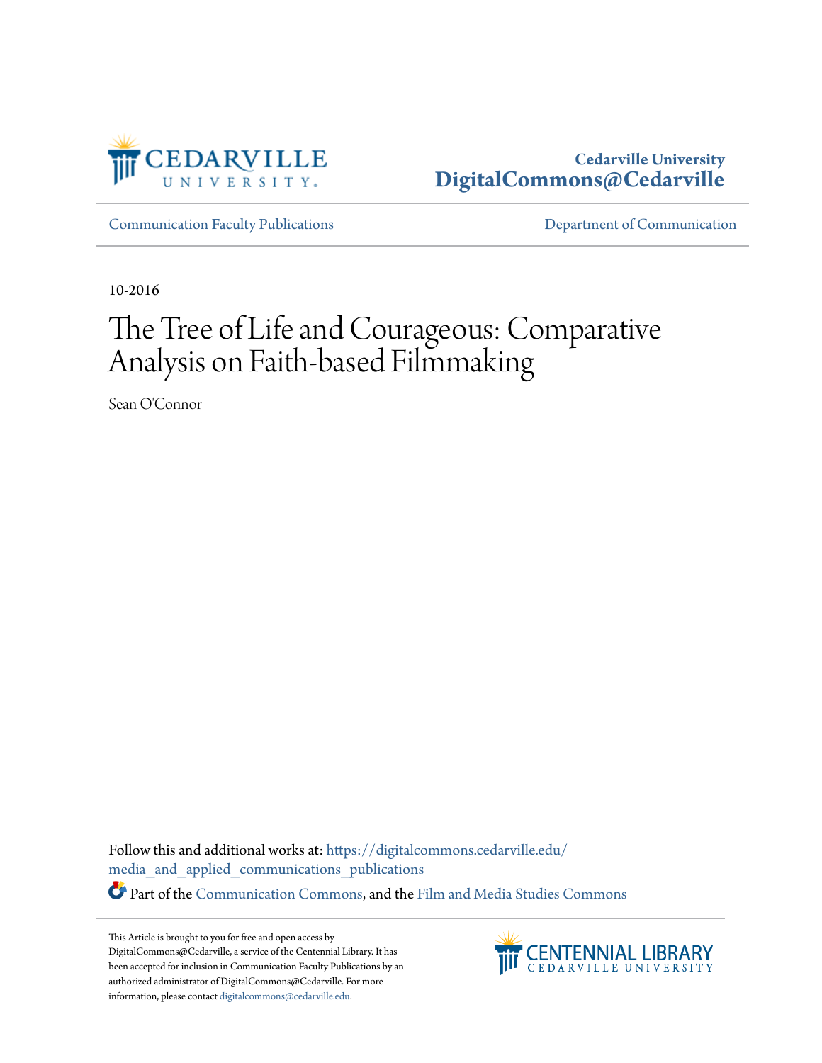Cedarville University
DigitalCommons@Cedarville

Communication Faculty Publications

Department of Communication

10-2016

# The Tree of Life and Courageous: Comparative Analysis on Faith-based Filmmaking

Sean O'Connor

Follow this and additional works at: https://digitalcommons.cedarville.edu/media_and_applied_communications_publications

Part of the Communication Commons, and the Film and Media Studies Commons

This Article is brought to you for free and open access by DigitalCommons@Cedarville, a service of the Centennial Library. It has been accepted for inclusion in Communication Faculty Publications by an authorized administrator of DigitalCommons@Cedarville. For more information, please contact digitalcommons@cedarville.edu.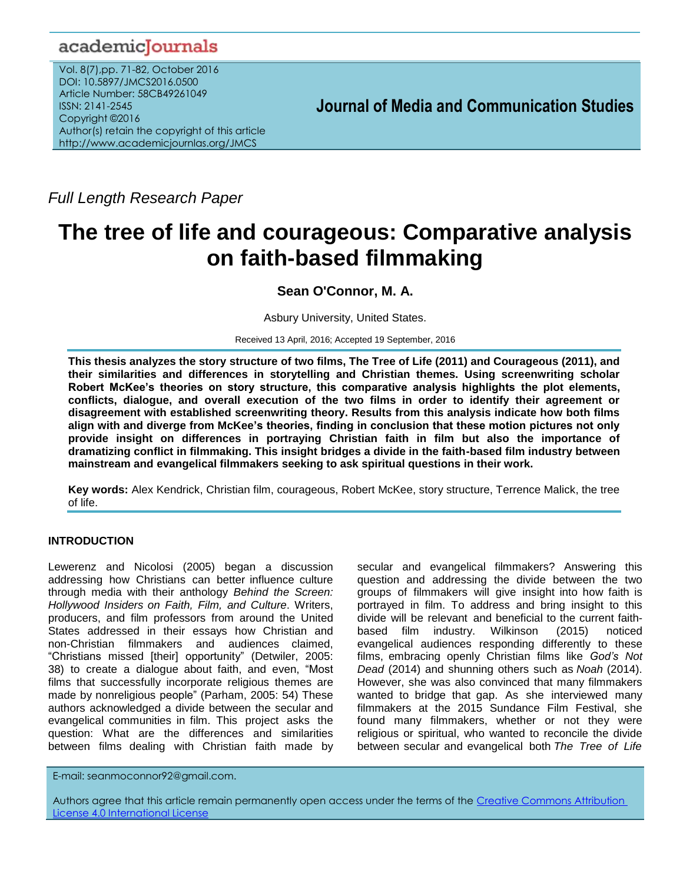Full Length Research Paper

# The tree of life and courageous: Comparative analysis on faith-based filmmaking

**Sean O'Connor, M. A.**

Asbury University, United States.

Received 13 April, 2016; Accepted 19 September, 2016

**This thesis analyzes the story structure of two films, The Tree of Life (2011) and Courageous (2011), and their similarities and differences in storytelling and Christian themes. Using screenwriting scholar Robert McKee's theories on story structure, this comparative analysis highlights the plot elements, conflicts, dialogue, and overall execution of the two films in order to identify their agreement or disagreement with established screenwriting theory. Results from this analysis indicate how both films align with and diverge from McKee's theories, finding in conclusion that these motion pictures not only provide insight on differences in portraying Christian faith in film but also the importance of dramatizing conflict in filmmaking. This insight bridges a divide in the faith-based film industry between mainstream and evangelical filmmakers seeking to ask spiritual questions in their work.**

**Key words:** Alex Kendrick, Christian film, courageous, Robert McKee, story structure, Terrence Malick, the tree of life.

## INTRODUCTION

Lewerenz and Nicolosi (2005) began a discussion addressing how Christians can better influence culture through media with their anthology *Behind the Screen: Hollywood Insiders on Faith, Film, and Culture*. Writers, producers, and film professors from around the United States addressed in their essays how Christian and non-Christian filmmakers and audiences claimed, "Christians missed [their] opportunity" (Detwiler, 2005: 38) to create a dialogue about faith, and even, "Most films that successfully incorporate religious themes are made by nonreligious people" (Parham, 2005: 54) These authors acknowledged a divide between the secular and evangelical communities in film. This project asks the question: What are the differences and similarities between films dealing with Christian faith made by secular and evangelical filmmakers? Answering this question and addressing the divide between the two groups of filmmakers will give insight into how faith is portrayed in film. To address and bring insight to this divide will be relevant and beneficial to the current faith-based film industry. Wilkinson (2015) noticed evangelical audiences responding differently to these films, embracing openly Christian films like *God's Not Dead* (2014) and shunning others such as *Noah* (2014). However, she was also convinced that many filmmakers wanted to bridge that gap. As she interviewed many filmmakers at the 2015 Sundance Film Festival, she found many filmmakers, whether or not they were religious or spiritual, who wanted to reconcile the divide between secular and evangelical both *The Tree of Life*

E-mail: seanmoconnor92@gmail.com.

Authors agree that this article remain permanently open access under the terms of the Creative Commons Attribution License 4.0 International License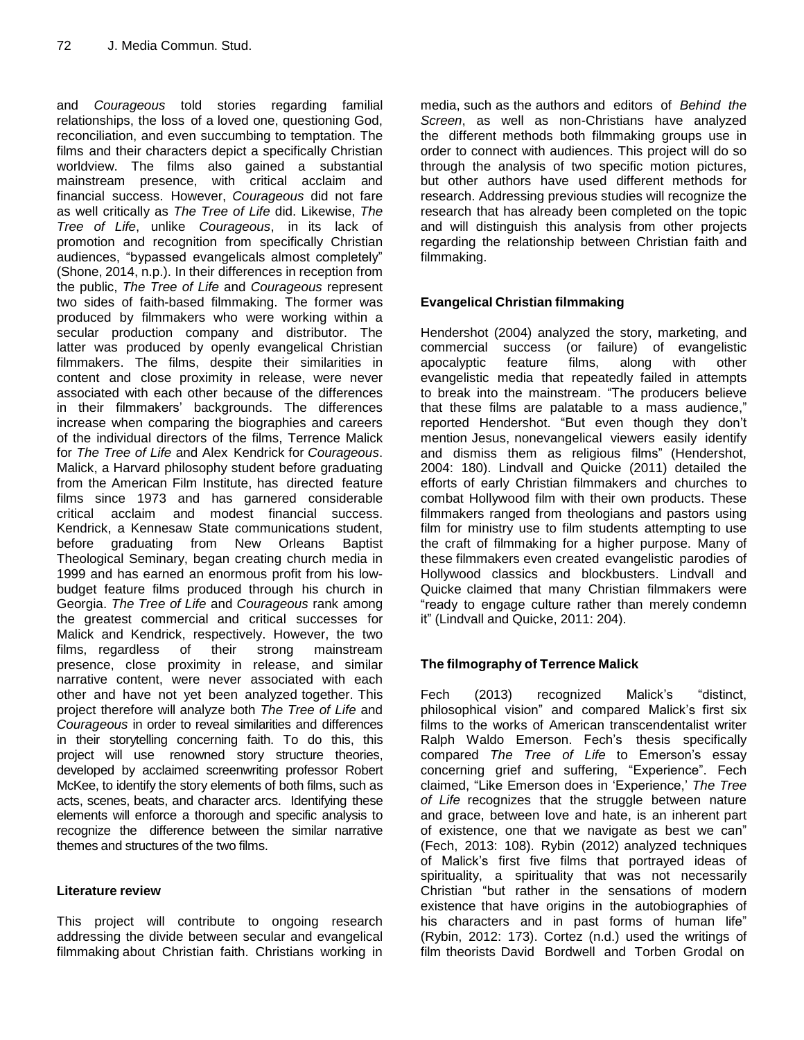and *Courageous* told stories regarding familial relationships, the loss of a loved one, questioning God, reconciliation, and even succumbing to temptation. The films and their characters depict a specifically Christian worldview. The films also gained a substantial mainstream presence, with critical acclaim and financial success. However, *Courageous* did not fare as well critically as *The Tree of Life* did. Likewise, *The Tree of Life*, unlike *Courageous*, in its lack of promotion and recognition from specifically Christian audiences, "bypassed evangelicals almost completely" (Shone, 2014, n.p.). In their differences in reception from the public, *The Tree of Life* and *Courageous* represent two sides of faith-based filmmaking. The former was produced by filmmakers who were working within a secular production company and distributor. The latter was produced by openly evangelical Christian filmmakers. The films, despite their similarities in content and close proximity in release, were never associated with each other because of the differences in their filmmakers' backgrounds. The differences increase when comparing the biographies and careers of the individual directors of the films, Terrence Malick for *The Tree of Life* and Alex Kendrick for *Courageous*. Malick, a Harvard philosophy student before graduating from the American Film Institute, has directed feature films since 1973 and has garnered considerable critical acclaim and modest financial success. Kendrick, a Kennesaw State communications student, before graduating from New Orleans Baptist Theological Seminary, began creating church media in 1999 and has earned an enormous profit from his low-budget feature films produced through his church in Georgia. *The Tree of Life* and *Courageous* rank among the greatest commercial and critical successes for Malick and Kendrick, respectively. However, the two films, regardless of their strong mainstream presence, close proximity in release, and similar narrative content, were never associated with each other and have not yet been analyzed together. This project therefore will analyze both *The Tree of Life* and *Courageous* in order to reveal similarities and differences in their storytelling concerning faith. To do this, this project will use renowned story structure theories, developed by acclaimed screenwriting professor Robert McKee, to identify the story elements of both films, such as acts, scenes, beats, and character arcs. Identifying these elements will enforce a thorough and specific analysis to recognize the difference between the similar narrative themes and structures of the two films.

## Literature review

This project will contribute to ongoing research addressing the divide between secular and evangelical filmmaking about Christian faith. Christians working in media, such as the authors and editors of *Behind the Screen*, as well as non-Christians have analyzed the different methods both filmmaking groups use in order to connect with audiences. This project will do so through the analysis of two specific motion pictures, but other authors have used different methods for research. Addressing previous studies will recognize the research that has already been completed on the topic and will distinguish this analysis from other projects regarding the relationship between Christian faith and filmmaking.

### Evangelical Christian filmmaking

Hendershot (2004) analyzed the story, marketing, and commercial success (or failure) of evangelistic apocalyptic feature films, along with other evangelistic media that repeatedly failed in attempts to break into the mainstream. "The producers believe that these films are palatable to a mass audience," reported Hendershot. "But even though they don't mention Jesus, nonevangelical viewers easily identify and dismiss them as religious films" (Hendershot, 2004: 180). Lindvall and Quicke (2011) detailed the efforts of early Christian filmmakers and churches to combat Hollywood film with their own products. These filmmakers ranged from theologians and pastors using film for ministry use to film students attempting to use the craft of filmmaking for a higher purpose. Many of these filmmakers even created evangelistic parodies of Hollywood classics and blockbusters. Lindvall and Quicke claimed that many Christian filmmakers were "ready to engage culture rather than merely condemn it" (Lindvall and Quicke, 2011: 204).

### The filmography of Terrence Malick

Fech (2013) recognized Malick's "distinct, philosophical vision" and compared Malick's first six films to the works of American transcendentalist writer Ralph Waldo Emerson. Fech's thesis specifically compared *The Tree of Life* to Emerson's essay concerning grief and suffering, "Experience". Fech claimed, "Like Emerson does in 'Experience,' *The Tree of Life* recognizes that the struggle between nature and grace, between love and hate, is an inherent part of existence, one that we navigate as best we can" (Fech, 2013: 108). Rybin (2012) analyzed techniques of Malick's first five films that portrayed ideas of spirituality, a spirituality that was not necessarily Christian "but rather in the sensations of modern existence that have origins in the autobiographies of his characters and in past forms of human life" (Rybin, 2012: 173). Cortez (n.d.) used the writings of film theorists David Bordwell and Torben Grodal on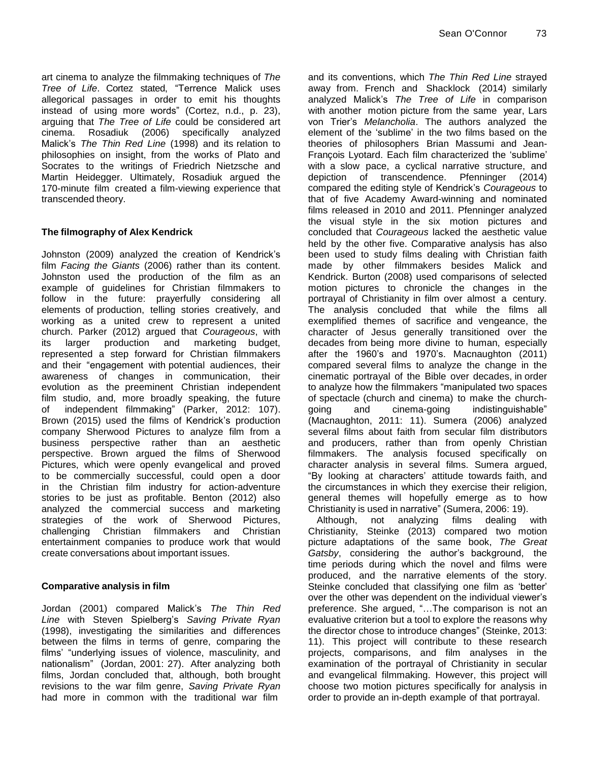art cinema to analyze the filmmaking techniques of *The Tree of Life*. Cortez stated, “Terrence Malick uses allegorical passages in order to emit his thoughts instead of using more words” (Cortez, n.d., p. 23), arguing that *The Tree of Life* could be considered art cinema. Rosadiuk (2006) specifically analyzed Malick’s *The Thin Red Line* (1998) and its relation to philosophies on insight, from the works of Plato and Socrates to the writings of Friedrich Nietzsche and Martin Heidegger. Ultimately, Rosadiuk argued the 170-minute film created a film-viewing experience that transcended theory.

**The filmography of Alex Kendrick**

Johnston (2009) analyzed the creation of Kendrick’s film *Facing the Giants* (2006) rather than its content. Johnston used the production of the film as an example of guidelines for Christian filmmakers to follow in the future: prayerfully considering all elements of production, telling stories creatively, and working as a united crew to represent a united church. Parker (2012) argued that *Courageous*, with its larger production and marketing budget, represented a step forward for Christian filmmakers and their “engagement with potential audiences, their awareness of changes in communication, their evolution as the preeminent Christian independent film studio, and, more broadly speaking, the future of independent filmmaking” (Parker, 2012: 107). Brown (2015) used the films of Kendrick’s production company Sherwood Pictures to analyze film from a business perspective rather than an aesthetic perspective. Brown argued the films of Sherwood Pictures, which were openly evangelical and proved to be commercially successful, could open a door in the Christian film industry for action-adventure stories to be just as profitable. Benton (2012) also analyzed the commercial success and marketing strategies of the work of Sherwood Pictures, challenging Christian filmmakers and Christian entertainment companies to produce work that would create conversations about important issues.

**Comparative analysis in film**

Jordan (2001) compared Malick’s *The Thin Red Line* with Steven Spielberg’s *Saving Private Ryan* (1998), investigating the similarities and differences between the films in terms of genre, comparing the films’ “underlying issues of violence, masculinity, and nationalism” (Jordan, 2001: 27). After analyzing both films, Jordan concluded that, although, both brought revisions to the war film genre, *Saving Private Ryan* had more in common with the traditional war film and its conventions, which *The Thin Red Line* strayed away from. French and Shacklock (2014) similarly analyzed Malick’s *The Tree of Life* in comparison with another motion picture from the same year, Lars von Trier’s *Melancholia*. The authors analyzed the element of the ‘sublime’ in the two films based on the theories of philosophers Brian Massumi and Jean-François Lyotard. Each film characterized the ‘sublime’ with a slow pace, a cyclical narrative structure, and depiction of transcendence. Pfenninger (2014) compared the editing style of Kendrick’s *Courageous* to that of five Academy Award-winning and nominated films released in 2010 and 2011. Pfenninger analyzed the visual style in the six motion pictures and concluded that *Courageous* lacked the aesthetic value held by the other five. Comparative analysis has also been used to study films dealing with Christian faith made by other filmmakers besides Malick and Kendrick. Burton (2008) used comparisons of selected motion pictures to chronicle the changes in the portrayal of Christianity in film over almost a century. The analysis concluded that while the films all exemplified themes of sacrifice and vengeance, the character of Jesus generally transitioned over the decades from being more divine to human, especially after the 1960’s and 1970’s. Macnaughton (2011) compared several films to analyze the change in the cinematic portrayal of the Bible over decades, in order to analyze how the filmmakers “manipulated two spaces of spectacle (church and cinema) to make the church-going and cinema-going indistinguishable” (Macnaughton, 2011: 11). Sumera (2006) analyzed several films about faith from secular film distributors and producers, rather than from openly Christian filmmakers. The analysis focused specifically on character analysis in several films. Sumera argued, “By looking at characters’ attitude towards faith, and the circumstances in which they exercise their religion, general themes will hopefully emerge as to how Christianity is used in narrative” (Sumera, 2006: 19).

Although, not analyzing films dealing with Christianity, Steinke (2013) compared two motion picture adaptations of the same book, *The Great Gatsby*, considering the author’s background, the time periods during which the novel and films were produced, and the narrative elements of the story. Steinke concluded that classifying one film as ‘better’ over the other was dependent on the individual viewer’s preference. She argued, “…The comparison is not an evaluative criterion but a tool to explore the reasons why the director chose to introduce changes” (Steinke, 2013: 11). This project will contribute to these research projects, comparisons, and film analyses in the examination of the portrayal of Christianity in secular and evangelical filmmaking. However, this project will choose two motion pictures specifically for analysis in order to provide an in-depth example of that portrayal.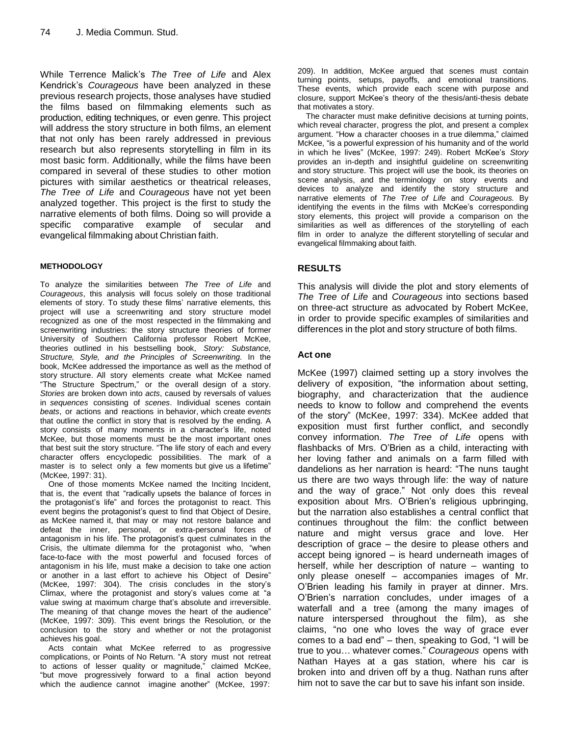While Terrence Malick's *The Tree of Life* and Alex Kendrick's *Courageous* have been analyzed in these previous research projects, those analyses have studied the films based on filmmaking elements such as production, editing techniques, or even genre. This project will address the story structure in both films, an element that not only has been rarely addressed in previous research but also represents storytelling in film in its most basic form. Additionally, while the films have been compared in several of these studies to other motion pictures with similar aesthetics or theatrical releases, *The Tree of Life* and *Courageous* have not yet been analyzed together. This project is the first to study the narrative elements of both films. Doing so will provide a specific comparative example of secular and evangelical filmmaking about Christian faith.

## METHODOLOGY

To analyze the similarities between *The Tree of Life* and *Courageous*, this analysis will focus solely on those traditional elements of story. To study these films' narrative elements, this project will use a screenwriting and story structure model recognized as one of the most respected in the filmmaking and screenwriting industries: the story structure theories of former University of Southern California professor Robert McKee, theories outlined in his bestselling book, *Story: Substance, Structure, Style, and the Principles of Screenwriting.* In the book, McKee addressed the importance as well as the method of story structure. All story elements create what McKee named "The Structure Spectrum," or the overall design of a story. *Stories* are broken down into *acts*, caused by reversals of values in *sequences* consisting of *scenes*. Individual scenes contain *beats*, or actions and reactions in behavior, which create *events* that outline the conflict in story that is resolved by the ending. A story consists of many moments in a character's life, noted McKee, but those moments must be the most important ones that best suit the story structure. "The life story of each and every character offers encyclopedic possibilities. The mark of a master is to select only a few moments but give us a lifetime" (McKee, 1997: 31).

One of those moments McKee named the Inciting Incident, that is, the event that "radically upsets the balance of forces in the protagonist's life" and forces the protagonist to react. This event begins the protagonist's quest to find that Object of Desire, as McKee named it, that may or may not restore balance and defeat the inner, personal, or extra-personal forces of antagonism in his life. The protagonist's quest culminates in the Crisis, the ultimate dilemma for the protagonist who, "when face-to-face with the most powerful and focused forces of antagonism in his life, must make a decision to take one action or another in a last effort to achieve his Object of Desire" (McKee, 1997: 304). The crisis concludes in the story's Climax, where the protagonist and story's values come at "a value swing at maximum charge that's absolute and irreversible. The meaning of that change moves the heart of the audience" (McKee, 1997: 309). This event brings the Resolution, or the conclusion to the story and whether or not the protagonist achieves his goal.

Acts contain what McKee referred to as progressive complications, or Points of No Return. "A story must not retreat to actions of lesser quality or magnitude," claimed McKee, "but move progressively forward to a final action beyond which the audience cannot imagine another" (McKee, 1997: 209). In addition, McKee argued that scenes must contain turning points, setups, payoffs, and emotional transitions. These events, which provide each scene with purpose and closure, support McKee's theory of the thesis/anti-thesis debate that motivates a story.

The character must make definitive decisions at turning points, which reveal character, progress the plot, and present a complex argument. "How a character chooses in a true dilemma," claimed McKee, "is a powerful expression of his humanity and of the world in which he lives" (McKee, 1997: 249). Robert McKee's *Story* provides an in-depth and insightful guideline on screenwriting and story structure. This project will use the book, its theories on scene analysis, and the terminology on story events and devices to analyze and identify the story structure and narrative elements of *The Tree of Life* and *Courageous.* By identifying the events in the films with McKee's corresponding story elements, this project will provide a comparison on the similarities as well as differences of the storytelling of each film in order to analyze the different storytelling of secular and evangelical filmmaking about faith.

## RESULTS

This analysis will divide the plot and story elements of *The Tree of Life* and *Courageous* into sections based on three-act structure as advocated by Robert McKee, in order to provide specific examples of similarities and differences in the plot and story structure of both films.

### Act one

McKee (1997) claimed setting up a story involves the delivery of exposition, "the information about setting, biography, and characterization that the audience needs to know to follow and comprehend the events of the story" (McKee, 1997: 334). McKee added that exposition must first further conflict, and secondly convey information. *The Tree of Life* opens with flashbacks of Mrs. O'Brien as a child, interacting with her loving father and animals on a farm filled with dandelions as her narration is heard: "The nuns taught us there are two ways through life: the way of nature and the way of grace." Not only does this reveal exposition about Mrs. O'Brien's religious upbringing, but the narration also establishes a central conflict that continues throughout the film: the conflict between nature and might versus grace and love. Her description of grace – the desire to please others and accept being ignored – is heard underneath images of herself, while her description of nature – wanting to only please oneself – accompanies images of Mr. O'Brien leading his family in prayer at dinner. Mrs. O'Brien's narration concludes, under images of a waterfall and a tree (among the many images of nature interspersed throughout the film), as she claims, "no one who loves the way of grace ever comes to a bad end" – then, speaking to God, "I will be true to you… whatever comes." *Courageous* opens with Nathan Hayes at a gas station, where his car is broken into and driven off by a thug. Nathan runs after him not to save the car but to save his infant son inside.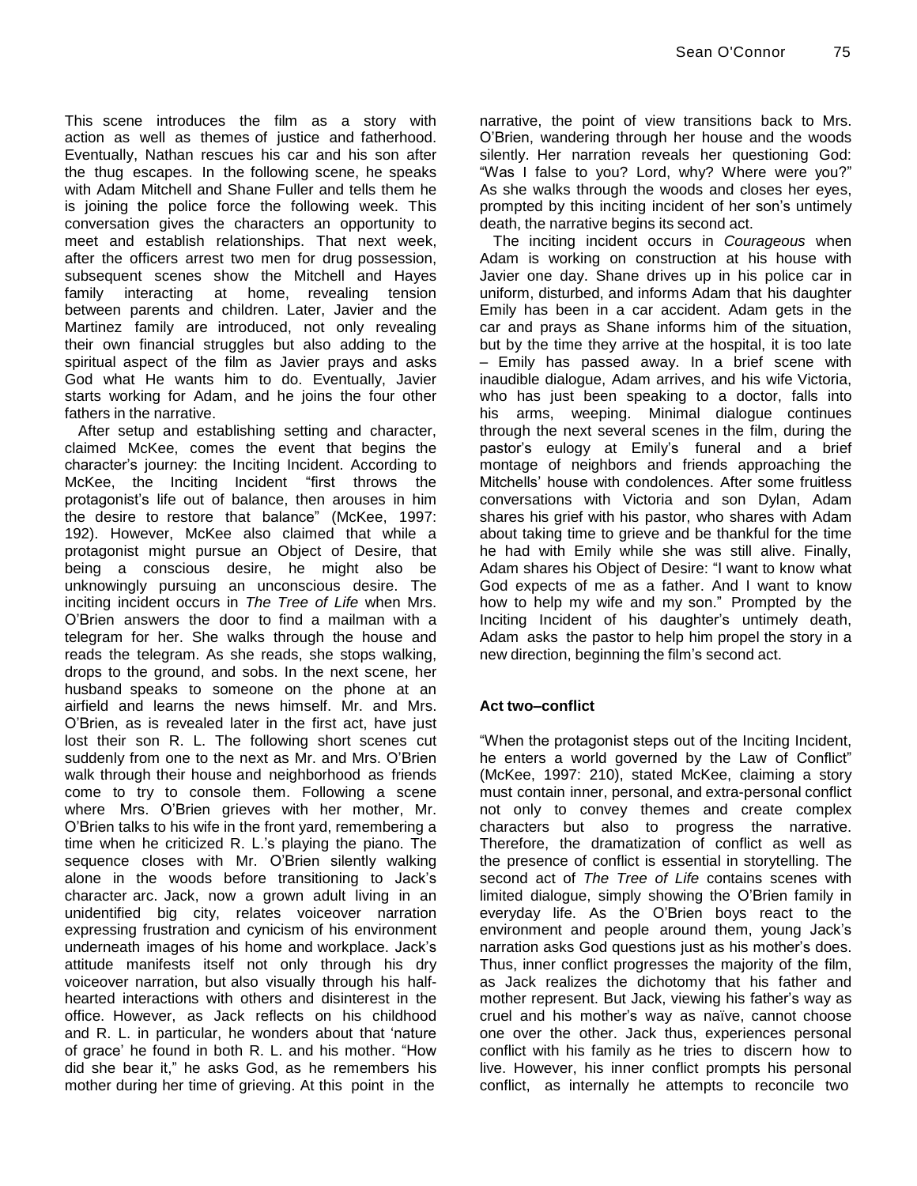This scene introduces the film as a story with action as well as themes of justice and fatherhood. Eventually, Nathan rescues his car and his son after the thug escapes. In the following scene, he speaks with Adam Mitchell and Shane Fuller and tells them he is joining the police force the following week. This conversation gives the characters an opportunity to meet and establish relationships. That next week, after the officers arrest two men for drug possession, subsequent scenes show the Mitchell and Hayes family interacting at home, revealing tension between parents and children. Later, Javier and the Martinez family are introduced, not only revealing their own financial struggles but also adding to the spiritual aspect of the film as Javier prays and asks God what He wants him to do. Eventually, Javier starts working for Adam, and he joins the four other fathers in the narrative.

After setup and establishing setting and character, claimed McKee, comes the event that begins the character's journey: the Inciting Incident. According to McKee, the Inciting Incident "first throws the protagonist's life out of balance, then arouses in him the desire to restore that balance" (McKee, 1997: 192). However, McKee also claimed that while a protagonist might pursue an Object of Desire, that being a conscious desire, he might also be unknowingly pursuing an unconscious desire. The inciting incident occurs in *The Tree of Life* when Mrs. O'Brien answers the door to find a mailman with a telegram for her. She walks through the house and reads the telegram. As she reads, she stops walking, drops to the ground, and sobs. In the next scene, her husband speaks to someone on the phone at an airfield and learns the news himself. Mr. and Mrs. O'Brien, as is revealed later in the first act, have just lost their son R. L. The following short scenes cut suddenly from one to the next as Mr. and Mrs. O'Brien walk through their house and neighborhood as friends come to try to console them. Following a scene where Mrs. O'Brien grieves with her mother, Mr. O'Brien talks to his wife in the front yard, remembering a time when he criticized R. L.'s playing the piano. The sequence closes with Mr. O'Brien silently walking alone in the woods before transitioning to Jack's character arc. Jack, now a grown adult living in an unidentified big city, relates voiceover narration expressing frustration and cynicism of his environment underneath images of his home and workplace. Jack's attitude manifests itself not only through his dry voiceover narration, but also visually through his half-hearted interactions with others and disinterest in the office. However, as Jack reflects on his childhood and R. L. in particular, he wonders about that 'nature of grace' he found in both R. L. and his mother. "How did she bear it," he asks God, as he remembers his mother during her time of grieving. At this point in the narrative, the point of view transitions back to Mrs. O'Brien, wandering through her house and the woods silently. Her narration reveals her questioning God: "Was I false to you? Lord, why? Where were you?" As she walks through the woods and closes her eyes, prompted by this inciting incident of her son's untimely death, the narrative begins its second act.

The inciting incident occurs in *Courageous* when Adam is working on construction at his house with Javier one day. Shane drives up in his police car in uniform, disturbed, and informs Adam that his daughter Emily has been in a car accident. Adam gets in the car and prays as Shane informs him of the situation, but by the time they arrive at the hospital, it is too late – Emily has passed away. In a brief scene with inaudible dialogue, Adam arrives, and his wife Victoria, who has just been speaking to a doctor, falls into his arms, weeping. Minimal dialogue continues through the next several scenes in the film, during the pastor's eulogy at Emily's funeral and a brief montage of neighbors and friends approaching the Mitchells' house with condolences. After some fruitless conversations with Victoria and son Dylan, Adam shares his grief with his pastor, who shares with Adam about taking time to grieve and be thankful for the time he had with Emily while she was still alive. Finally, Adam shares his Object of Desire: "I want to know what God expects of me as a father. And I want to know how to help my wife and my son." Prompted by the Inciting Incident of his daughter's untimely death, Adam asks the pastor to help him propel the story in a new direction, beginning the film's second act.

### Act two–conflict

"When the protagonist steps out of the Inciting Incident, he enters a world governed by the Law of Conflict" (McKee, 1997: 210), stated McKee, claiming a story must contain inner, personal, and extra-personal conflict not only to convey themes and create complex characters but also to progress the narrative. Therefore, the dramatization of conflict as well as the presence of conflict is essential in storytelling. The second act of *The Tree of Life* contains scenes with limited dialogue, simply showing the O'Brien family in everyday life. As the O'Brien boys react to the environment and people around them, young Jack's narration asks God questions just as his mother's does. Thus, inner conflict progresses the majority of the film, as Jack realizes the dichotomy that his father and mother represent. But Jack, viewing his father's way as cruel and his mother's way as naïve, cannot choose one over the other. Jack thus, experiences personal conflict with his family as he tries to discern how to live. However, his inner conflict prompts his personal conflict, as internally he attempts to reconcile two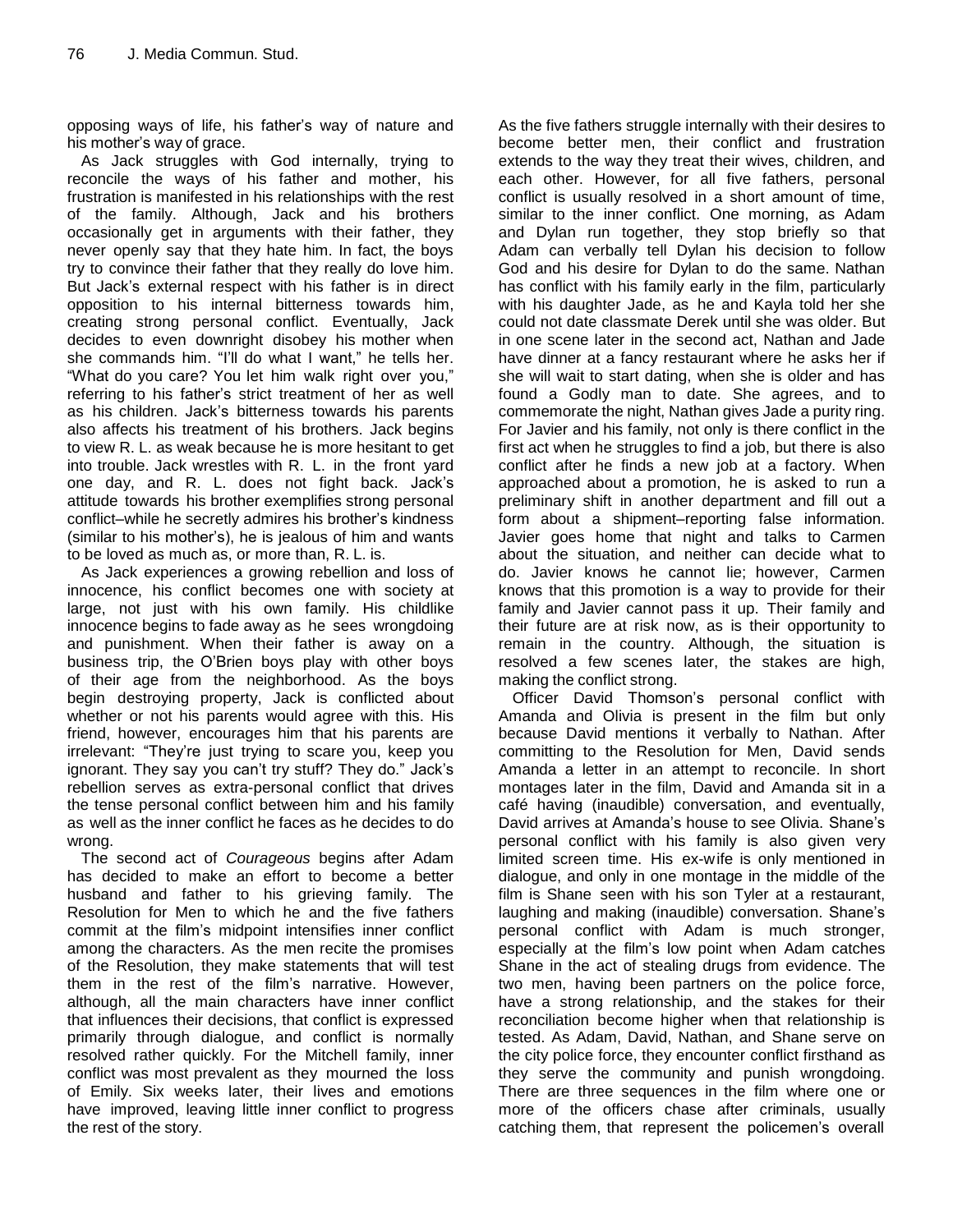opposing ways of life, his father's way of nature and his mother's way of grace.

As Jack struggles with God internally, trying to reconcile the ways of his father and mother, his frustration is manifested in his relationships with the rest of the family. Although, Jack and his brothers occasionally get in arguments with their father, they never openly say that they hate him. In fact, the boys try to convince their father that they really do love him. But Jack's external respect with his father is in direct opposition to his internal bitterness towards him, creating strong personal conflict. Eventually, Jack decides to even downright disobey his mother when she commands him. "I'll do what I want," he tells her. "What do you care? You let him walk right over you," referring to his father's strict treatment of her as well as his children. Jack's bitterness towards his parents also affects his treatment of his brothers. Jack begins to view R. L. as weak because he is more hesitant to get into trouble. Jack wrestles with R. L. in the front yard one day, and R. L. does not fight back. Jack's attitude towards his brother exemplifies strong personal conflict–while he secretly admires his brother's kindness (similar to his mother's), he is jealous of him and wants to be loved as much as, or more than, R. L. is.

As Jack experiences a growing rebellion and loss of innocence, his conflict becomes one with society at large, not just with his own family. His childlike innocence begins to fade away as he sees wrongdoing and punishment. When their father is away on a business trip, the O'Brien boys play with other boys of their age from the neighborhood. As the boys begin destroying property, Jack is conflicted about whether or not his parents would agree with this. His friend, however, encourages him that his parents are irrelevant: "They're just trying to scare you, keep you ignorant. They say you can't try stuff? They do." Jack's rebellion serves as extra-personal conflict that drives the tense personal conflict between him and his family as well as the inner conflict he faces as he decides to do wrong.

The second act of *Courageous* begins after Adam has decided to make an effort to become a better husband and father to his grieving family. The Resolution for Men to which he and the five fathers commit at the film's midpoint intensifies inner conflict among the characters. As the men recite the promises of the Resolution, they make statements that will test them in the rest of the film's narrative. However, although, all the main characters have inner conflict that influences their decisions, that conflict is expressed primarily through dialogue, and conflict is normally resolved rather quickly. For the Mitchell family, inner conflict was most prevalent as they mourned the loss of Emily. Six weeks later, their lives and emotions have improved, leaving little inner conflict to progress the rest of the story.

As the five fathers struggle internally with their desires to become better men, their conflict and frustration extends to the way they treat their wives, children, and each other. However, for all five fathers, personal conflict is usually resolved in a short amount of time, similar to the inner conflict. One morning, as Adam and Dylan run together, they stop briefly so that Adam can verbally tell Dylan his decision to follow God and his desire for Dylan to do the same. Nathan has conflict with his family early in the film, particularly with his daughter Jade, as he and Kayla told her she could not date classmate Derek until she was older. But in one scene later in the second act, Nathan and Jade have dinner at a fancy restaurant where he asks her if she will wait to start dating, when she is older and has found a Godly man to date. She agrees, and to commemorate the night, Nathan gives Jade a purity ring. For Javier and his family, not only is there conflict in the first act when he struggles to find a job, but there is also conflict after he finds a new job at a factory. When approached about a promotion, he is asked to run a preliminary shift in another department and fill out a form about a shipment–reporting false information. Javier goes home that night and talks to Carmen about the situation, and neither can decide what to do. Javier knows he cannot lie; however, Carmen knows that this promotion is a way to provide for their family and Javier cannot pass it up. Their family and their future are at risk now, as is their opportunity to remain in the country. Although, the situation is resolved a few scenes later, the stakes are high, making the conflict strong.

Officer David Thomson's personal conflict with Amanda and Olivia is present in the film but only because David mentions it verbally to Nathan. After committing to the Resolution for Men, David sends Amanda a letter in an attempt to reconcile. In short montages later in the film, David and Amanda sit in a café having (inaudible) conversation, and eventually, David arrives at Amanda's house to see Olivia. Shane's personal conflict with his family is also given very limited screen time. His ex-wife is only mentioned in dialogue, and only in one montage in the middle of the film is Shane seen with his son Tyler at a restaurant, laughing and making (inaudible) conversation. Shane's personal conflict with Adam is much stronger, especially at the film's low point when Adam catches Shane in the act of stealing drugs from evidence. The two men, having been partners on the police force, have a strong relationship, and the stakes for their reconciliation become higher when that relationship is tested. As Adam, David, Nathan, and Shane serve on the city police force, they encounter conflict firsthand as they serve the community and punish wrongdoing. There are three sequences in the film where one or more of the officers chase after criminals, usually catching them, that represent the policemen's overall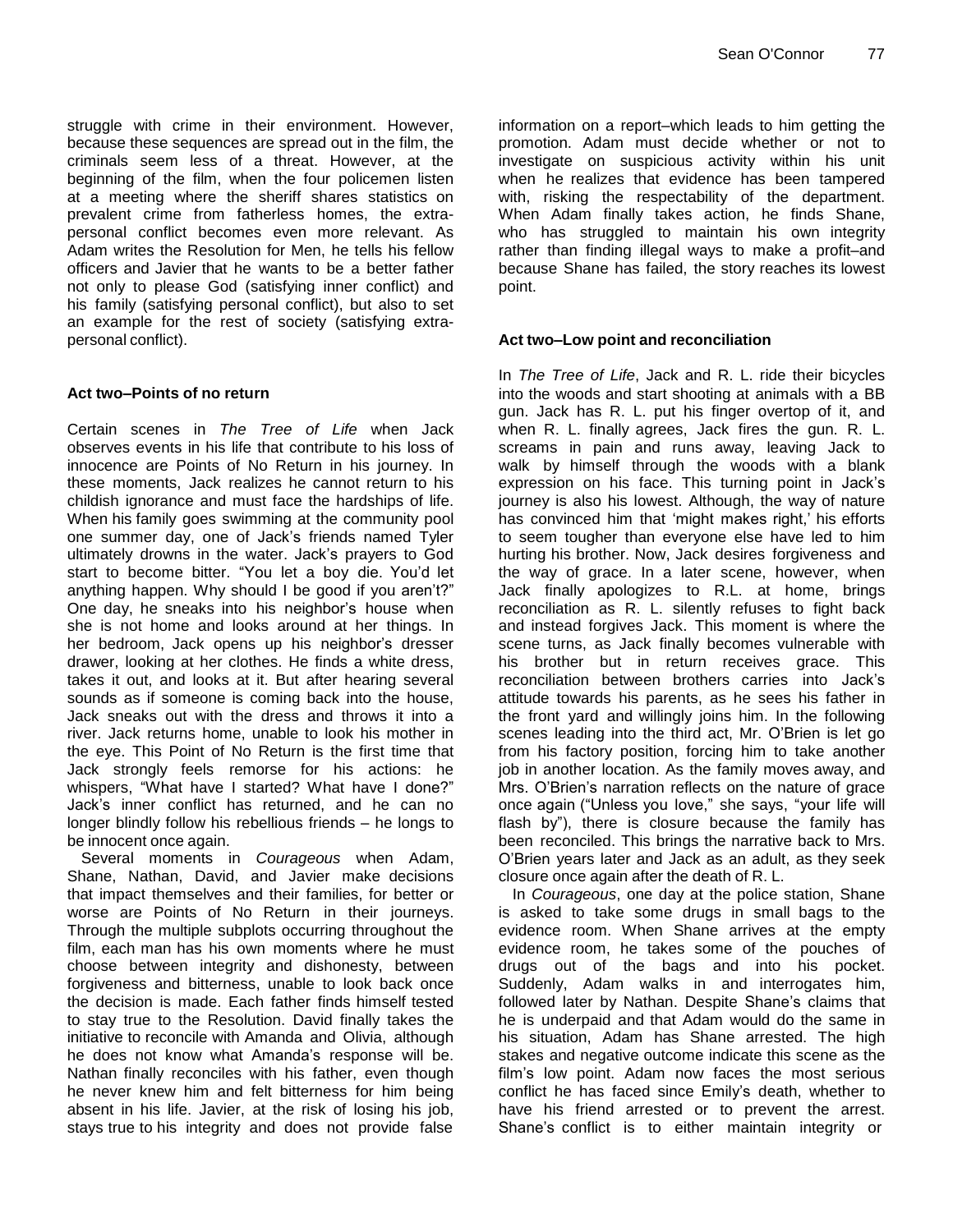struggle with crime in their environment. However, because these sequences are spread out in the film, the criminals seem less of a threat. However, at the beginning of the film, when the four policemen listen at a meeting where the sheriff shares statistics on prevalent crime from fatherless homes, the extra-personal conflict becomes even more relevant. As Adam writes the Resolution for Men, he tells his fellow officers and Javier that he wants to be a better father not only to please God (satisfying inner conflict) and his family (satisfying personal conflict), but also to set an example for the rest of society (satisfying extra-personal conflict).

### Act two–Points of no return

Certain scenes in *The Tree of Life* when Jack observes events in his life that contribute to his loss of innocence are Points of No Return in his journey. In these moments, Jack realizes he cannot return to his childish ignorance and must face the hardships of life. When his family goes swimming at the community pool one summer day, one of Jack's friends named Tyler ultimately drowns in the water. Jack's prayers to God start to become bitter. "You let a boy die. You'd let anything happen. Why should I be good if you aren't?" One day, he sneaks into his neighbor's house when she is not home and looks around at her things. In her bedroom, Jack opens up his neighbor's dresser drawer, looking at her clothes. He finds a white dress, takes it out, and looks at it. But after hearing several sounds as if someone is coming back into the house, Jack sneaks out with the dress and throws it into a river. Jack returns home, unable to look his mother in the eye. This Point of No Return is the first time that Jack strongly feels remorse for his actions: he whispers, "What have I started? What have I done?" Jack's inner conflict has returned, and he can no longer blindly follow his rebellious friends – he longs to be innocent once again.

Several moments in *Courageous* when Adam, Shane, Nathan, David, and Javier make decisions that impact themselves and their families, for better or worse are Points of No Return in their journeys. Through the multiple subplots occurring throughout the film, each man has his own moments where he must choose between integrity and dishonesty, between forgiveness and bitterness, unable to look back once the decision is made. Each father finds himself tested to stay true to the Resolution. David finally takes the initiative to reconcile with Amanda and Olivia, although he does not know what Amanda's response will be. Nathan finally reconciles with his father, even though he never knew him and felt bitterness for him being absent in his life. Javier, at the risk of losing his job, stays true to his integrity and does not provide false information on a report–which leads to him getting the promotion. Adam must decide whether or not to investigate on suspicious activity within his unit when he realizes that evidence has been tampered with, risking the respectability of the department. When Adam finally takes action, he finds Shane, who has struggled to maintain his own integrity rather than finding illegal ways to make a profit–and because Shane has failed, the story reaches its lowest point.

### Act two–Low point and reconciliation

In *The Tree of Life*, Jack and R. L. ride their bicycles into the woods and start shooting at animals with a BB gun. Jack has R. L. put his finger overtop of it, and when R. L. finally agrees, Jack fires the gun. R. L. screams in pain and runs away, leaving Jack to walk by himself through the woods with a blank expression on his face. This turning point in Jack's journey is also his lowest. Although, the way of nature has convinced him that 'might makes right,' his efforts to seem tougher than everyone else have led to him hurting his brother. Now, Jack desires forgiveness and the way of grace. In a later scene, however, when Jack finally apologizes to R.L. at home, brings reconciliation as R. L. silently refuses to fight back and instead forgives Jack. This moment is where the scene turns, as Jack finally becomes vulnerable with his brother but in return receives grace. This reconciliation between brothers carries into Jack's attitude towards his parents, as he sees his father in the front yard and willingly joins him. In the following scenes leading into the third act, Mr. O'Brien is let go from his factory position, forcing him to take another job in another location. As the family moves away, and Mrs. O'Brien's narration reflects on the nature of grace once again ("Unless you love," she says, "your life will flash by"), there is closure because the family has been reconciled. This brings the narrative back to Mrs. O'Brien years later and Jack as an adult, as they seek closure once again after the death of R. L.

In *Courageous*, one day at the police station, Shane is asked to take some drugs in small bags to the evidence room. When Shane arrives at the empty evidence room, he takes some of the pouches of drugs out of the bags and into his pocket. Suddenly, Adam walks in and interrogates him, followed later by Nathan. Despite Shane's claims that he is underpaid and that Adam would do the same in his situation, Adam has Shane arrested. The high stakes and negative outcome indicate this scene as the film's low point. Adam now faces the most serious conflict he has faced since Emily's death, whether to have his friend arrested or to prevent the arrest. Shane's conflict is to either maintain integrity or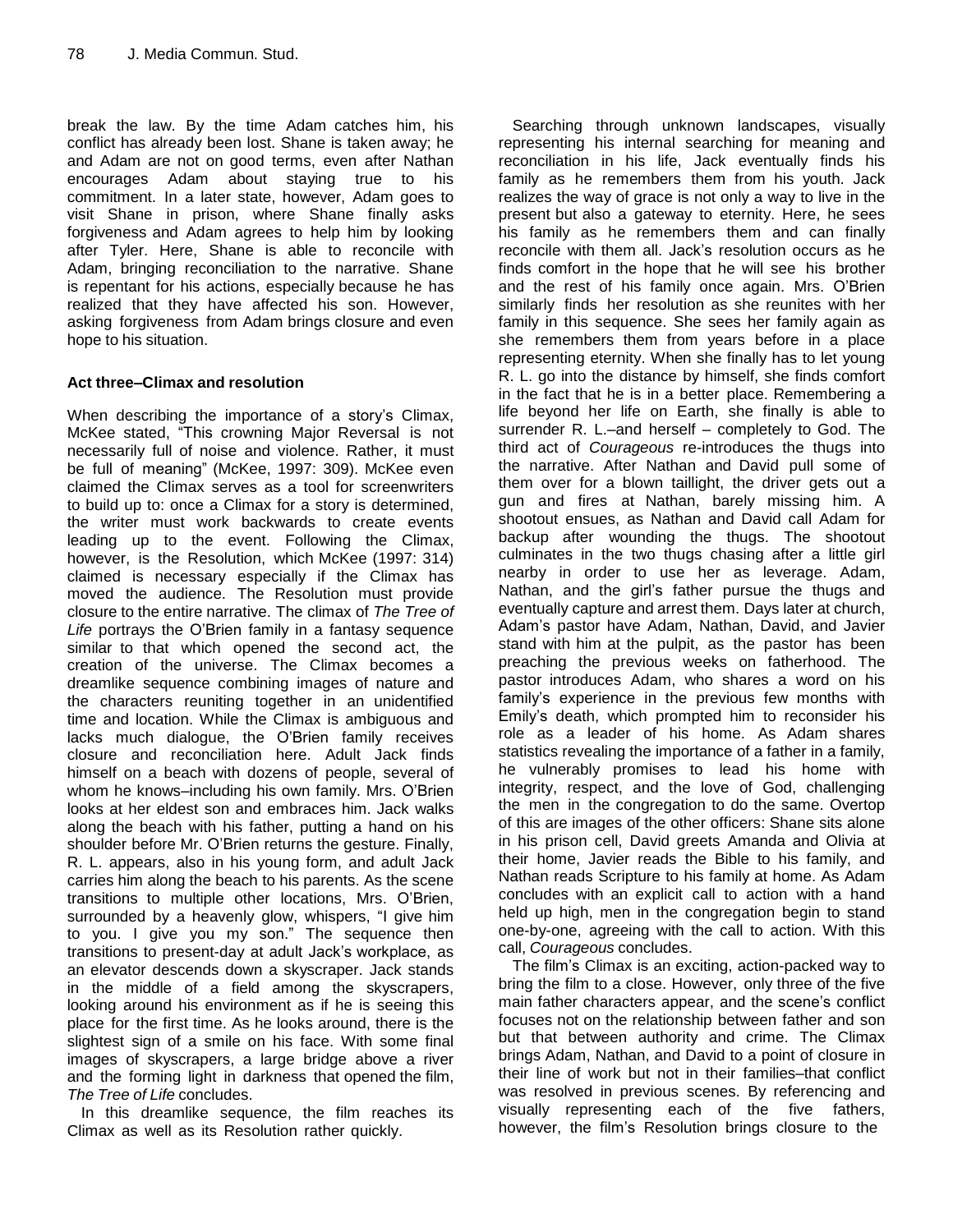break the law. By the time Adam catches him, his conflict has already been lost. Shane is taken away; he and Adam are not on good terms, even after Nathan encourages Adam about staying true to his commitment. In a later state, however, Adam goes to visit Shane in prison, where Shane finally asks forgiveness and Adam agrees to help him by looking after Tyler. Here, Shane is able to reconcile with Adam, bringing reconciliation to the narrative. Shane is repentant for his actions, especially because he has realized that they have affected his son. However, asking forgiveness from Adam brings closure and even hope to his situation.

### Act three–Climax and resolution

When describing the importance of a story's Climax, McKee stated, "This crowning Major Reversal is not necessarily full of noise and violence. Rather, it must be full of meaning" (McKee, 1997: 309). McKee even claimed the Climax serves as a tool for screenwriters to build up to: once a Climax for a story is determined, the writer must work backwards to create events leading up to the event. Following the Climax, however, is the Resolution, which McKee (1997: 314) claimed is necessary especially if the Climax has moved the audience. The Resolution must provide closure to the entire narrative. The climax of *The Tree of Life* portrays the O'Brien family in a fantasy sequence similar to that which opened the second act, the creation of the universe. The Climax becomes a dreamlike sequence combining images of nature and the characters reuniting together in an unidentified time and location. While the Climax is ambiguous and lacks much dialogue, the O'Brien family receives closure and reconciliation here. Adult Jack finds himself on a beach with dozens of people, several of whom he knows–including his own family. Mrs. O'Brien looks at her eldest son and embraces him. Jack walks along the beach with his father, putting a hand on his shoulder before Mr. O'Brien returns the gesture. Finally, R. L. appears, also in his young form, and adult Jack carries him along the beach to his parents. As the scene transitions to multiple other locations, Mrs. O'Brien, surrounded by a heavenly glow, whispers, "I give him to you. I give you my son." The sequence then transitions to present-day at adult Jack's workplace, as an elevator descends down a skyscraper. Jack stands in the middle of a field among the skyscrapers, looking around his environment as if he is seeing this place for the first time. As he looks around, there is the slightest sign of a smile on his face. With some final images of skyscrapers, a large bridge above a river and the forming light in darkness that opened the film, *The Tree of Life* concludes.

In this dreamlike sequence, the film reaches its Climax as well as its Resolution rather quickly.

Searching through unknown landscapes, visually representing his internal searching for meaning and reconciliation in his life, Jack eventually finds his family as he remembers them from his youth. Jack realizes the way of grace is not only a way to live in the present but also a gateway to eternity. Here, he sees his family as he remembers them and can finally reconcile with them all. Jack's resolution occurs as he finds comfort in the hope that he will see his brother and the rest of his family once again. Mrs. O'Brien similarly finds her resolution as she reunites with her family in this sequence. She sees her family again as she remembers them from years before in a place representing eternity. When she finally has to let young R. L. go into the distance by himself, she finds comfort in the fact that he is in a better place. Remembering a life beyond her life on Earth, she finally is able to surrender R. L.–and herself – completely to God. The third act of *Courageous* re-introduces the thugs into the narrative. After Nathan and David pull some of them over for a blown taillight, the driver gets out a gun and fires at Nathan, barely missing him. A shootout ensues, as Nathan and David call Adam for backup after wounding the thugs. The shootout culminates in the two thugs chasing after a little girl nearby in order to use her as leverage. Adam, Nathan, and the girl's father pursue the thugs and eventually capture and arrest them. Days later at church, Adam's pastor have Adam, Nathan, David, and Javier stand with him at the pulpit, as the pastor has been preaching the previous weeks on fatherhood. The pastor introduces Adam, who shares a word on his family's experience in the previous few months with Emily's death, which prompted him to reconsider his role as a leader of his home. As Adam shares statistics revealing the importance of a father in a family, he vulnerably promises to lead his home with integrity, respect, and the love of God, challenging the men in the congregation to do the same. Overtop of this are images of the other officers: Shane sits alone in his prison cell, David greets Amanda and Olivia at their home, Javier reads the Bible to his family, and Nathan reads Scripture to his family at home. As Adam concludes with an explicit call to action with a hand held up high, men in the congregation begin to stand one-by-one, agreeing with the call to action. With this call, *Courageous* concludes.

The film's Climax is an exciting, action-packed way to bring the film to a close. However, only three of the five main father characters appear, and the scene's conflict focuses not on the relationship between father and son but that between authority and crime. The Climax brings Adam, Nathan, and David to a point of closure in their line of work but not in their families–that conflict was resolved in previous scenes. By referencing and visually representing each of the five fathers, however, the film's Resolution brings closure to the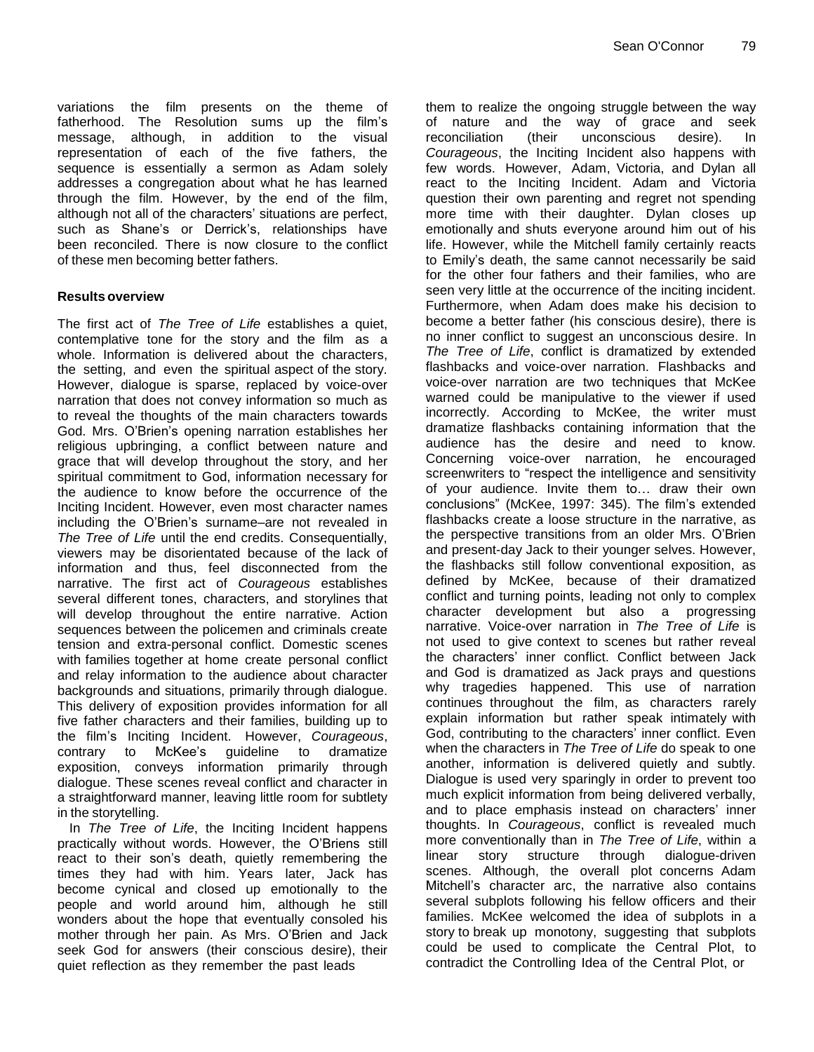variations the film presents on the theme of fatherhood. The Resolution sums up the film's message, although, in addition to the visual representation of each of the five fathers, the sequence is essentially a sermon as Adam solely addresses a congregation about what he has learned through the film. However, by the end of the film, although not all of the characters' situations are perfect, such as Shane's or Derrick's, relationships have been reconciled. There is now closure to the conflict of these men becoming better fathers.

**Results overview**

The first act of *The Tree of Life* establishes a quiet, contemplative tone for the story and the film as a whole. Information is delivered about the characters, the setting, and even the spiritual aspect of the story. However, dialogue is sparse, replaced by voice-over narration that does not convey information so much as to reveal the thoughts of the main characters towards God. Mrs. O'Brien's opening narration establishes her religious upbringing, a conflict between nature and grace that will develop throughout the story, and her spiritual commitment to God, information necessary for the audience to know before the occurrence of the Inciting Incident. However, even most character names including the O'Brien's surname–are not revealed in *The Tree of Life* until the end credits. Consequentially, viewers may be disorientated because of the lack of information and thus, feel disconnected from the narrative. The first act of *Courageous* establishes several different tones, characters, and storylines that will develop throughout the entire narrative. Action sequences between the policemen and criminals create tension and extra-personal conflict. Domestic scenes with families together at home create personal conflict and relay information to the audience about character backgrounds and situations, primarily through dialogue. This delivery of exposition provides information for all five father characters and their families, building up to the film's Inciting Incident. However, *Courageous*, contrary to McKee's guideline to dramatize exposition, conveys information primarily through dialogue. These scenes reveal conflict and character in a straightforward manner, leaving little room for subtlety in the storytelling.

In *The Tree of Life*, the Inciting Incident happens practically without words. However, the O'Briens still react to their son's death, quietly remembering the times they had with him. Years later, Jack has become cynical and closed up emotionally to the people and world around him, although he still wonders about the hope that eventually consoled his mother through her pain. As Mrs. O'Brien and Jack seek God for answers (their conscious desire), their quiet reflection as they remember the past leads them to realize the ongoing struggle between the way of nature and the way of grace and seek reconciliation (their unconscious desire). In *Courageous*, the Inciting Incident also happens with few words. However, Adam, Victoria, and Dylan all react to the Inciting Incident. Adam and Victoria question their own parenting and regret not spending more time with their daughter. Dylan closes up emotionally and shuts everyone around him out of his life. However, while the Mitchell family certainly reacts to Emily's death, the same cannot necessarily be said for the other four fathers and their families, who are seen very little at the occurrence of the inciting incident. Furthermore, when Adam does make his decision to become a better father (his conscious desire), there is no inner conflict to suggest an unconscious desire. In *The Tree of Life*, conflict is dramatized by extended flashbacks and voice-over narration. Flashbacks and voice-over narration are two techniques that McKee warned could be manipulative to the viewer if used incorrectly. According to McKee, the writer must dramatize flashbacks containing information that the audience has the desire and need to know. Concerning voice-over narration, he encouraged screenwriters to "respect the intelligence and sensitivity of your audience. Invite them to… draw their own conclusions" (McKee, 1997: 345). The film's extended flashbacks create a loose structure in the narrative, as the perspective transitions from an older Mrs. O'Brien and present-day Jack to their younger selves. However, the flashbacks still follow conventional exposition, as defined by McKee, because of their dramatized conflict and turning points, leading not only to complex character development but also a progressing narrative. Voice-over narration in *The Tree of Life* is not used to give context to scenes but rather reveal the characters' inner conflict. Conflict between Jack and God is dramatized as Jack prays and questions why tragedies happened. This use of narration continues throughout the film, as characters rarely explain information but rather speak intimately with God, contributing to the characters' inner conflict. Even when the characters in *The Tree of Life* do speak to one another, information is delivered quietly and subtly. Dialogue is used very sparingly in order to prevent too much explicit information from being delivered verbally, and to place emphasis instead on characters' inner thoughts. In *Courageous*, conflict is revealed much more conventionally than in *The Tree of Life*, within a linear story structure through dialogue-driven scenes. Although, the overall plot concerns Adam Mitchell's character arc, the narrative also contains several subplots following his fellow officers and their families. McKee welcomed the idea of subplots in a story to break up monotony, suggesting that subplots could be used to complicate the Central Plot, to contradict the Controlling Idea of the Central Plot, or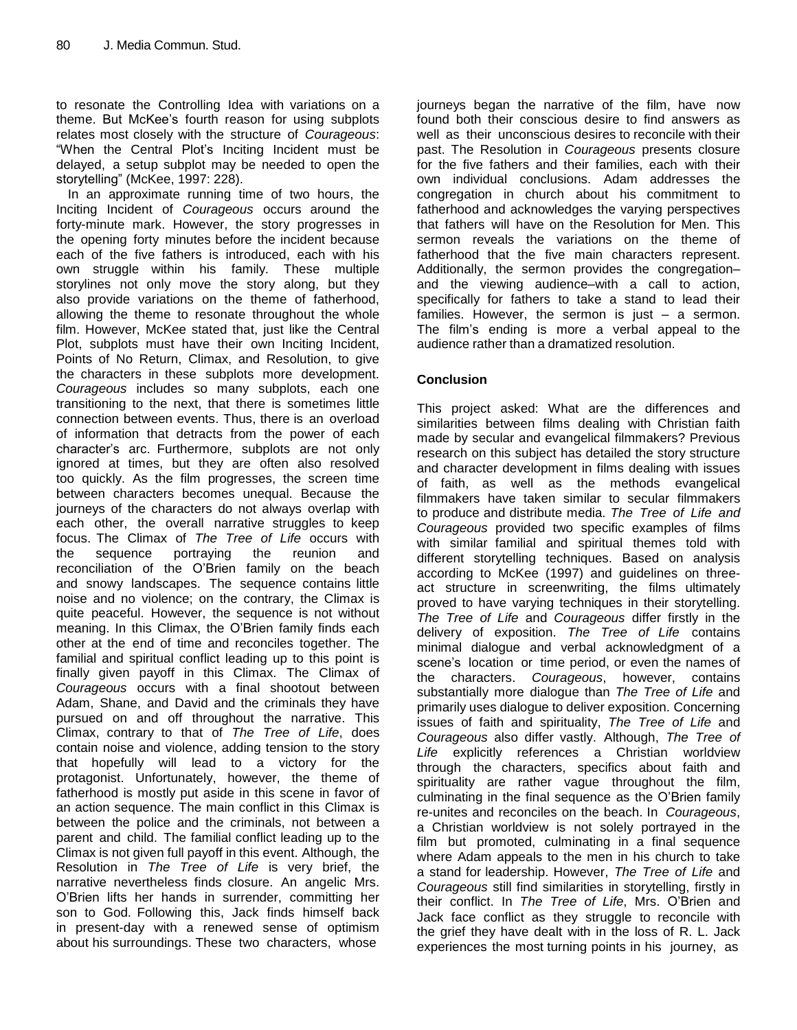to resonate the Controlling Idea with variations on a theme. But McKee's fourth reason for using subplots relates most closely with the structure of *Courageous*: "When the Central Plot's Inciting Incident must be delayed, a setup subplot may be needed to open the storytelling" (McKee, 1997: 228).

In an approximate running time of two hours, the Inciting Incident of *Courageous* occurs around the forty-minute mark. However, the story progresses in the opening forty minutes before the incident because each of the five fathers is introduced, each with his own struggle within his family. These multiple storylines not only move the story along, but they also provide variations on the theme of fatherhood, allowing the theme to resonate throughout the whole film. However, McKee stated that, just like the Central Plot, subplots must have their own Inciting Incident, Points of No Return, Climax, and Resolution, to give the characters in these subplots more development. *Courageous* includes so many subplots, each one transitioning to the next, that there is sometimes little connection between events. Thus, there is an overload of information that detracts from the power of each character's arc. Furthermore, subplots are not only ignored at times, but they are often also resolved too quickly. As the film progresses, the screen time between characters becomes unequal. Because the journeys of the characters do not always overlap with each other, the overall narrative struggles to keep focus. The Climax of *The Tree of Life* occurs with the sequence portraying the reunion and reconciliation of the O'Brien family on the beach and snowy landscapes. The sequence contains little noise and no violence; on the contrary, the Climax is quite peaceful. However, the sequence is not without meaning. In this Climax, the O'Brien family finds each other at the end of time and reconciles together. The familial and spiritual conflict leading up to this point is finally given payoff in this Climax. The Climax of *Courageous* occurs with a final shootout between Adam, Shane, and David and the criminals they have pursued on and off throughout the narrative. This Climax, contrary to that of *The Tree of Life*, does contain noise and violence, adding tension to the story that hopefully will lead to a victory for the protagonist. Unfortunately, however, the theme of fatherhood is mostly put aside in this scene in favor of an action sequence. The main conflict in this Climax is between the police and the criminals, not between a parent and child. The familial conflict leading up to the Climax is not given full payoff in this event. Although, the Resolution in *The Tree of Life* is very brief, the narrative nevertheless finds closure. An angelic Mrs. O'Brien lifts her hands in surrender, committing her son to God. Following this, Jack finds himself back in present-day with a renewed sense of optimism about his surroundings. These two characters, whose journeys began the narrative of the film, have now found both their conscious desire to find answers as well as their unconscious desires to reconcile with their past. The Resolution in *Courageous* presents closure for the five fathers and their families, each with their own individual conclusions. Adam addresses the congregation in church about his commitment to fatherhood and acknowledges the varying perspectives that fathers will have on the Resolution for Men. This sermon reveals the variations on the theme of fatherhood that the five main characters represent. Additionally, the sermon provides the congregation–and the viewing audience–with a call to action, specifically for fathers to take a stand to lead their families. However, the sermon is just – a sermon. The film's ending is more a verbal appeal to the audience rather than a dramatized resolution.

## Conclusion

This project asked: What are the differences and similarities between films dealing with Christian faith made by secular and evangelical filmmakers? Previous research on this subject has detailed the story structure and character development in films dealing with issues of faith, as well as the methods evangelical filmmakers have taken similar to secular filmmakers to produce and distribute media. *The Tree of Life and Courageous* provided two specific examples of films with similar familial and spiritual themes told with different storytelling techniques. Based on analysis according to McKee (1997) and guidelines on three-act structure in screenwriting, the films ultimately proved to have varying techniques in their storytelling. *The Tree of Life* and *Courageous* differ firstly in the delivery of exposition. *The Tree of Life* contains minimal dialogue and verbal acknowledgment of a scene's location or time period, or even the names of the characters. *Courageous*, however, contains substantially more dialogue than *The Tree of Life* and primarily uses dialogue to deliver exposition. Concerning issues of faith and spirituality, *The Tree of Life* and *Courageous* also differ vastly. Although, *The Tree of Life* explicitly references a Christian worldview through the characters, specifics about faith and spirituality are rather vague throughout the film, culminating in the final sequence as the O'Brien family re-unites and reconciles on the beach. In *Courageous*, a Christian worldview is not solely portrayed in the film but promoted, culminating in a final sequence where Adam appeals to the men in his church to take a stand for leadership. However, *The Tree of Life* and *Courageous* still find similarities in storytelling, firstly in their conflict. In *The Tree of Life*, Mrs. O'Brien and Jack face conflict as they struggle to reconcile with the grief they have dealt with in the loss of R. L. Jack experiences the most turning points in his journey, as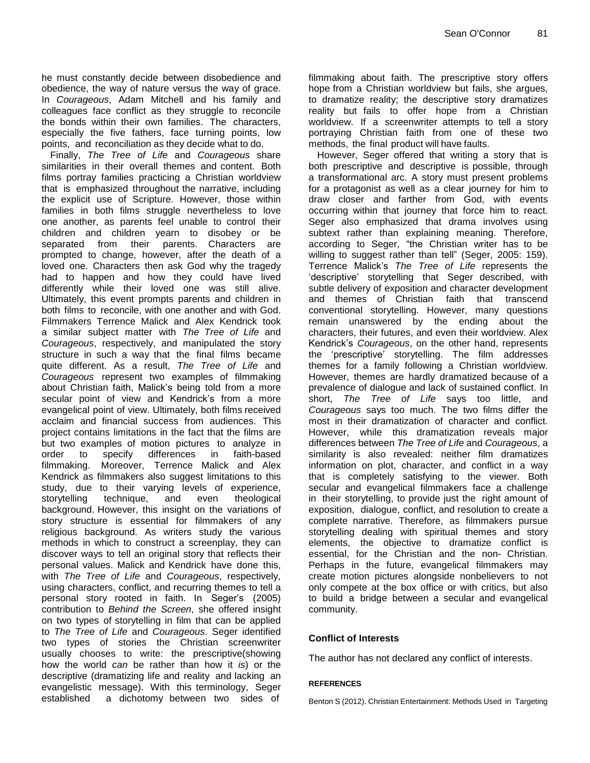he must constantly decide between disobedience and obedience, the way of nature versus the way of grace. In *Courageous*, Adam Mitchell and his family and colleagues face conflict as they struggle to reconcile the bonds within their own families. The characters, especially the five fathers, face turning points, low points, and reconciliation as they decide what to do.

Finally, *The Tree of Life* and *Courageous* share similarities in their overall themes and content. Both films portray families practicing a Christian worldview that is emphasized throughout the narrative, including the explicit use of Scripture. However, those within families in both films struggle nevertheless to love one another, as parents feel unable to control their children and children yearn to disobey or be separated from their parents. Characters are prompted to change, however, after the death of a loved one. Characters then ask God why the tragedy had to happen and how they could have lived differently while their loved one was still alive. Ultimately, this event prompts parents and children in both films to reconcile, with one another and with God. Filmmakers Terrence Malick and Alex Kendrick took a similar subject matter with *The Tree of Life* and *Courageous*, respectively, and manipulated the story structure in such a way that the final films became quite different. As a result, *The Tree of Life* and *Courageous* represent two examples of filmmaking about Christian faith, Malick's being told from a more secular point of view and Kendrick's from a more evangelical point of view. Ultimately, both films received acclaim and financial success from audiences. This project contains limitations in the fact that the films are but two examples of motion pictures to analyze in order to specify differences in faith-based filmmaking. Moreover, Terrence Malick and Alex Kendrick as filmmakers also suggest limitations to this study, due to their varying levels of experience, storytelling technique, and even theological background. However, this insight on the variations of story structure is essential for filmmakers of any religious background. As writers study the various methods in which to construct a screenplay, they can discover ways to tell an original story that reflects their personal values. Malick and Kendrick have done this, with *The Tree of Life* and *Courageous*, respectively, using characters, conflict, and recurring themes to tell a personal story rooted in faith. In Seger's (2005) contribution to *Behind the Screen*, she offered insight on two types of storytelling in film that can be applied to *The Tree of Life* and *Courageous*. Seger identified two types of stories the Christian screenwriter usually chooses to write: the prescriptive(showing how the world *can* be rather than how it *is*) or the descriptive (dramatizing life and reality and lacking an evangelistic message). With this terminology, Seger established a dichotomy between two sides of filmmaking about faith. The prescriptive story offers hope from a Christian worldview but fails, she argues, to dramatize reality; the descriptive story dramatizes reality but fails to offer hope from a Christian worldview. If a screenwriter attempts to tell a story portraying Christian faith from one of these two methods, the final product will have faults.

However, Seger offered that writing a story that is both prescriptive and descriptive is possible, through a transformational arc. A story must present problems for a protagonist as well as a clear journey for him to draw closer and farther from God, with events occurring within that journey that force him to react. Seger also emphasized that drama involves using subtext rather than explaining meaning. Therefore, according to Seger, "the Christian writer has to be willing to suggest rather than tell" (Seger, 2005: 159). Terrence Malick's *The Tree of Life* represents the 'descriptive' storytelling that Seger described, with subtle delivery of exposition and character development and themes of Christian faith that transcend conventional storytelling. However, many questions remain unanswered by the ending about the characters, their futures, and even their worldview. Alex Kendrick's *Courageous*, on the other hand, represents the 'prescriptive' storytelling. The film addresses themes for a family following a Christian worldview. However, themes are hardly dramatized because of a prevalence of dialogue and lack of sustained conflict. In short, *The Tree of Life* says too little, and *Courageous* says too much. The two films differ the most in their dramatization of character and conflict. However, while this dramatization reveals major differences between *The Tree of Life* and *Courageous*, a similarity is also revealed: neither film dramatizes information on plot, character, and conflict in a way that is completely satisfying to the viewer. Both secular and evangelical filmmakers face a challenge in their storytelling, to provide just the right amount of exposition, dialogue, conflict, and resolution to create a complete narrative. Therefore, as filmmakers pursue storytelling dealing with spiritual themes and story elements, the objective to dramatize conflict is essential, for the Christian and the non- Christian. Perhaps in the future, evangelical filmmakers may create motion pictures alongside nonbelievers to not only compete at the box office or with critics, but also to build a bridge between a secular and evangelical community.

## Conflict of Interests

The author has not declared any conflict of interests.

### REFERENCES

Benton S (2012). Christian Entertainment: Methods Used in Targeting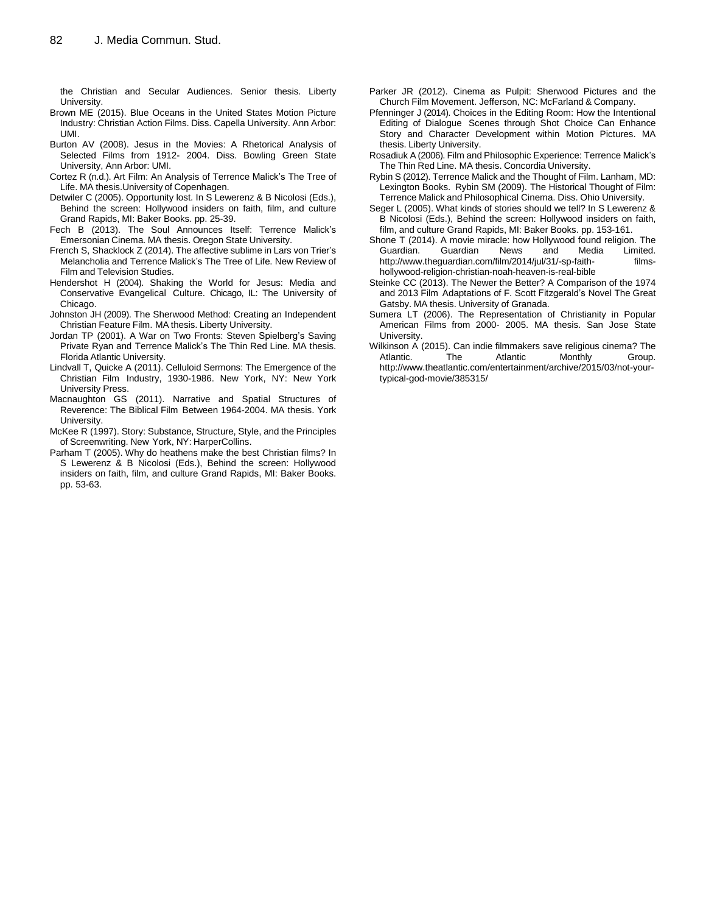the Christian and Secular Audiences. Senior thesis. Liberty University.

Brown ME (2015). Blue Oceans in the United States Motion Picture Industry: Christian Action Films. Diss. Capella University. Ann Arbor: UMI.

Burton AV (2008). Jesus in the Movies: A Rhetorical Analysis of Selected Films from 1912- 2004. Diss. Bowling Green State University, Ann Arbor: UMI.

Cortez R (n.d.). Art Film: An Analysis of Terrence Malick's The Tree of Life. MA thesis.University of Copenhagen.

Detwiler C (2005). Opportunity lost. In S Lewerenz & B Nicolosi (Eds.), Behind the screen: Hollywood insiders on faith, film, and culture Grand Rapids, MI: Baker Books. pp. 25-39.

Fech B (2013). The Soul Announces Itself: Terrence Malick's Emersonian Cinema. MA thesis. Oregon State University.

French S, Shacklock Z (2014). The affective sublime in Lars von Trier's Melancholia and Terrence Malick's The Tree of Life. New Review of Film and Television Studies.

Hendershot H (2004). Shaking the World for Jesus: Media and Conservative Evangelical Culture. Chicago, IL: The University of Chicago.

Johnston JH (2009). The Sherwood Method: Creating an Independent Christian Feature Film. MA thesis. Liberty University.

Jordan TP (2001). A War on Two Fronts: Steven Spielberg's Saving Private Ryan and Terrence Malick's The Thin Red Line. MA thesis. Florida Atlantic University.

Lindvall T, Quicke A (2011). Celluloid Sermons: The Emergence of the Christian Film Industry, 1930-1986. New York, NY: New York University Press.

Macnaughton GS (2011). Narrative and Spatial Structures of Reverence: The Biblical Film Between 1964-2004. MA thesis. York University.

McKee R (1997). Story: Substance, Structure, Style, and the Principles of Screenwriting. New York, NY: HarperCollins.

Parham T (2005). Why do heathens make the best Christian films? In S Lewerenz & B Nicolosi (Eds.), Behind the screen: Hollywood insiders on faith, film, and culture Grand Rapids, MI: Baker Books. pp. 53-63.

Parker JR (2012). Cinema as Pulpit: Sherwood Pictures and the Church Film Movement. Jefferson, NC: McFarland & Company.

Pfenninger J (2014). Choices in the Editing Room: How the Intentional Editing of Dialogue Scenes through Shot Choice Can Enhance Story and Character Development within Motion Pictures. MA thesis. Liberty University.

Rosadiuk A (2006). Film and Philosophic Experience: Terrence Malick's The Thin Red Line. MA thesis. Concordia University.

Rybin S (2012). Terrence Malick and the Thought of Film. Lanham, MD: Lexington Books. Rybin SM (2009). The Historical Thought of Film: Terrence Malick and Philosophical Cinema. Diss. Ohio University.

Seger L (2005). What kinds of stories should we tell? In S Lewerenz & B Nicolosi (Eds.), Behind the screen: Hollywood insiders on faith, film, and culture Grand Rapids, MI: Baker Books. pp. 153-161.

Shone T (2014). A movie miracle: how Hollywood found religion. The Guardian. Guardian News and Media Limited. http://www.theguardian.com/film/2014/jul/31/-sp-faith- films-hollywood-religion-christian-noah-heaven-is-real-bible

Steinke CC (2013). The Newer the Better? A Comparison of the 1974 and 2013 Film Adaptations of F. Scott Fitzgerald's Novel The Great Gatsby. MA thesis. University of Granada.

Sumera LT (2006). The Representation of Christianity in Popular American Films from 2000- 2005. MA thesis. San Jose State University.

Wilkinson A (2015). Can indie filmmakers save religious cinema? The Atlantic. The Atlantic Monthly Group. http://www.theatlantic.com/entertainment/archive/2015/03/not-your-typical-god-movie/385315/